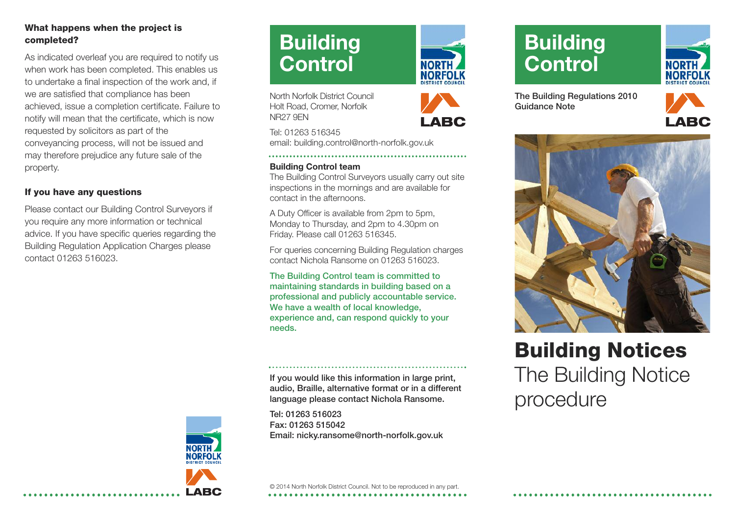### What happens when the project is completed?

As indicated overleaf you are required to notify us when work has been completed. This enables us to undertake a final inspection of the work and, if we are satisfied that compliance has been achieved, issue a completion certificate. Failure to notify will mean that the certificate, which is now requested by solicitors as part of the conveyancing process, will not be issued and may therefore prejudice any future sale of the property.

### If you have any questions

Please contact our Building Control Surveyors if you require any more information or technical advice. If you have specific queries regarding the Building Regulation Application Charges please contact 01263 516023.

# Building Control

North Norfolk District Council
Holt Road, Cromer, Norfolk
NR27 9EN

Tel: 01263 516345
email: building.control@north-norfolk.gov.uk

**Building Control team**

The Building Control Surveyors usually carry out site inspections in the mornings and are available for contact in the afternoons.

A Duty Officer is available from 2pm to 5pm, Monday to Thursday, and 2pm to 4.30pm on Friday. Please call 01263 516345.

For queries concerning Building Regulation charges contact Nichola Ransome on 01263 516023.

**The Building Control team is committed to maintaining standards in building based on a professional and publicly accountable service. We have a wealth of local knowledge, experience and, can respond quickly to your needs.**

**If you would like this information in large print, audio, Braille, alternative format or in a different language please contact Nichola Ransome.**

**Tel: 01263 516023**
**Fax: 01263 515042**
**Email: nicky.ransome@north-norfolk.gov.uk**

© 2014 North Norfolk District Council. Not to be reproduced in any part.

# Building Control

**The Building Regulations 2010**
**Guidance Note**

# Building Notices

## The Building Notice procedure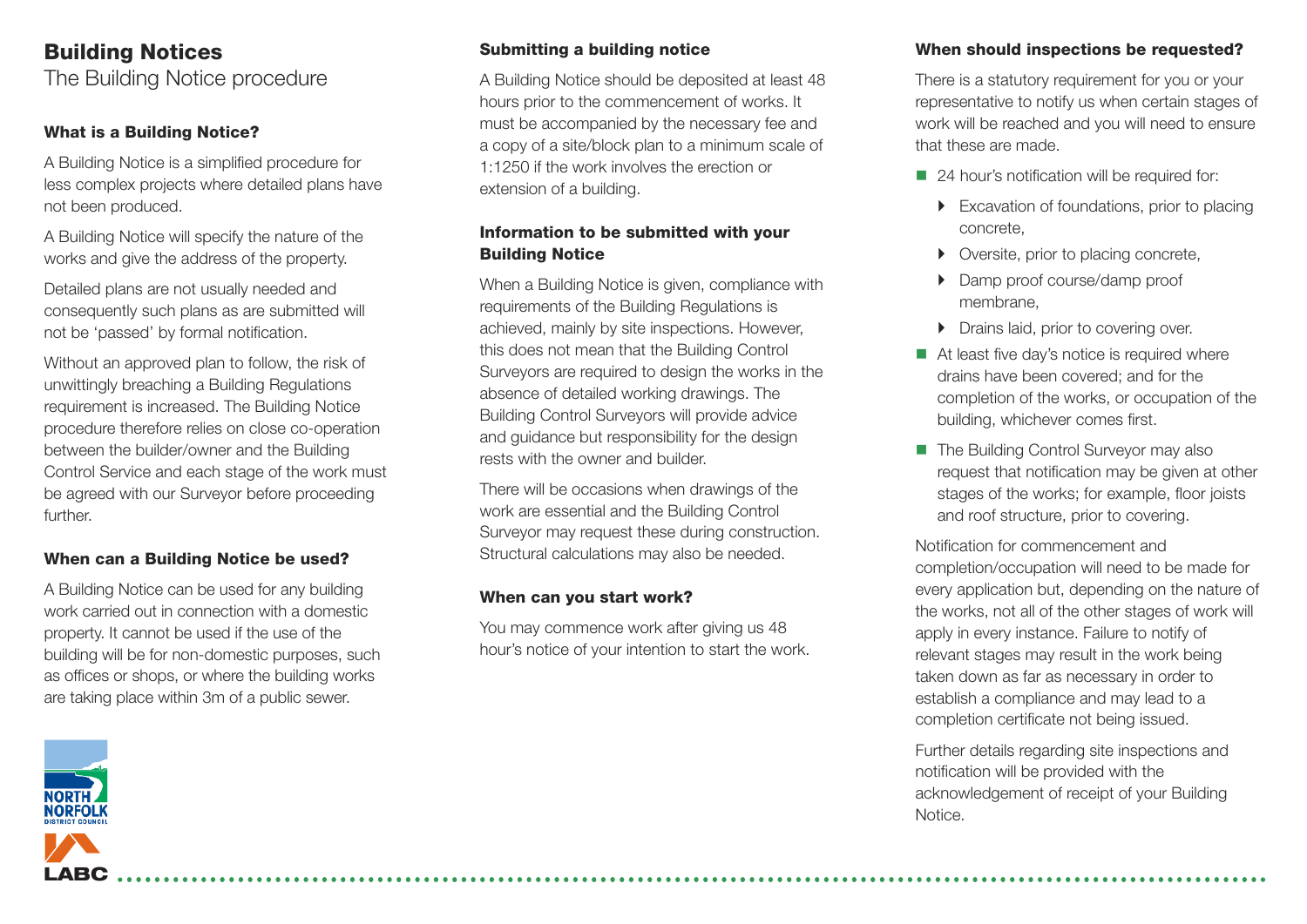# Building Notices

## The Building Notice procedure

### What is a Building Notice?

A Building Notice is a simplified procedure for less complex projects where detailed plans have not been produced.

A Building Notice will specify the nature of the works and give the address of the property.

Detailed plans are not usually needed and consequently such plans as are submitted will not be 'passed' by formal notification.

Without an approved plan to follow, the risk of unwittingly breaching a Building Regulations requirement is increased. The Building Notice procedure therefore relies on close co-operation between the builder/owner and the Building Control Service and each stage of the work must be agreed with our Surveyor before proceeding further.

### When can a Building Notice be used?

A Building Notice can be used for any building work carried out in connection with a domestic property. It cannot be used if the use of the building will be for non-domestic purposes, such as offices or shops, or where the building works are taking place within 3m of a public sewer.

### Submitting a building notice

A Building Notice should be deposited at least 48 hours prior to the commencement of works. It must be accompanied by the necessary fee and a copy of a site/block plan to a minimum scale of 1:1250 if the work involves the erection or extension of a building.

### Information to be submitted with your Building Notice

When a Building Notice is given, compliance with requirements of the Building Regulations is achieved, mainly by site inspections. However, this does not mean that the Building Control Surveyors are required to design the works in the absence of detailed working drawings. The Building Control Surveyors will provide advice and guidance but responsibility for the design rests with the owner and builder.

There will be occasions when drawings of the work are essential and the Building Control Surveyor may request these during construction. Structural calculations may also be needed.

### When can you start work?

You may commence work after giving us 48 hour's notice of your intention to start the work.

### When should inspections be requested?

There is a statutory requirement for you or your representative to notify us when certain stages of work will be reached and you will need to ensure that these are made.

- 24 hour's notification will be required for:
  - Excavation of foundations, prior to placing concrete,
  - Oversite, prior to placing concrete,
  - Damp proof course/damp proof membrane,
  - Drains laid, prior to covering over.
- At least five day's notice is required where drains have been covered; and for the completion of the works, or occupation of the building, whichever comes first.
- The Building Control Surveyor may also request that notification may be given at other stages of the works; for example, floor joists and roof structure, prior to covering.

Notification for commencement and completion/occupation will need to be made for every application but, depending on the nature of the works, not all of the other stages of work will apply in every instance. Failure to notify of relevant stages may result in the work being taken down as far as necessary in order to establish a compliance and may lead to a completion certificate not being issued.

Further details regarding site inspections and notification will be provided with the acknowledgement of receipt of your Building Notice.

NORTH NORFOLK DISTRICT COUNCIL

LABC